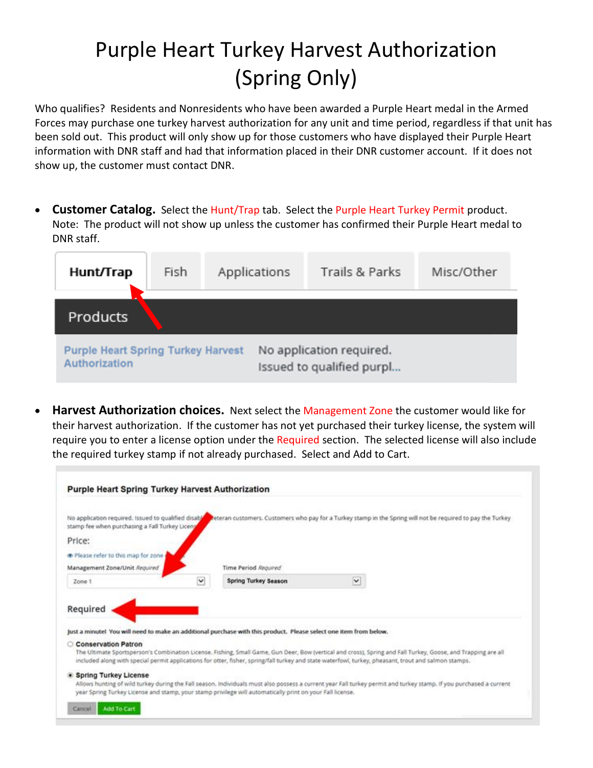# Purple Heart Turkey Harvest Authorization (Spring Only)

Who qualifies? Residents and Nonresidents who have been awarded a Purple Heart medal in the Armed Forces may purchase one turkey harvest authorization for any unit and time period, regardless if that unit has been sold out. This product will only show up for those customers who have displayed their Purple Heart information with DNR staff and had that information placed in their DNR customer account. If it does not show up, the customer must contact DNR.

- **Customer Catalog.** Select the Hunt/Trap tab. Select the Purple Heart Turkey Permit product. Note: The product will not show up unless the customer has confirmed their Purple Heart medal to DNR staff.

  Hunt/Trap | Fish | Applications | Trails & Parks | Misc/Other

  Products

  Purple Heart Spring Turkey Harvest Authorization — No application required. Issued to qualified purpl...

- **Harvest Authorization choices.** Next select the Management Zone the customer would like for their harvest authorization. If the customer has not yet purchased their turkey license, the system will require you to enter a license option under the Required section. The selected license will also include the required turkey stamp if not already purchased. Select and Add to Cart.

  **Purple Heart Spring Turkey Harvest Authorization**

  No application required. Issued to qualified disab... veteran customers. Customers who pay for a Turkey stamp in the Spring will not be required to pay the Turkey stamp fee when purchasing a Fall Turkey Licen...

  Price:

  Please refer to this map for zone

  Management Zone/Unit *Required*: Zone 1

  Time Period *Required*: Spring Turkey Season

  Required

  Just a minute! You will need to make an additional purchase with this product. Please select one item from below.

  - Conservation Patron — The Ultimate Sportsperson's Combination License. Fishing, Small Game, Gun Deer, Bow (vertical and cross), Spring and Fall Turkey, Goose, and Trapping are all included along with special permit applications for otter, fisher, spring/fall turkey and state waterfowl, turkey, pheasant, trout and salmon stamps.
  - Spring Turkey License — Allows hunting of wild turkey during the Fall season. Individuals must also possess a current year Fall turkey permit and turkey stamp. If you purchased a current year Spring Turkey License and stamp, your stamp privilege will automatically print on your Fall license.

  Cancel | Add To Cart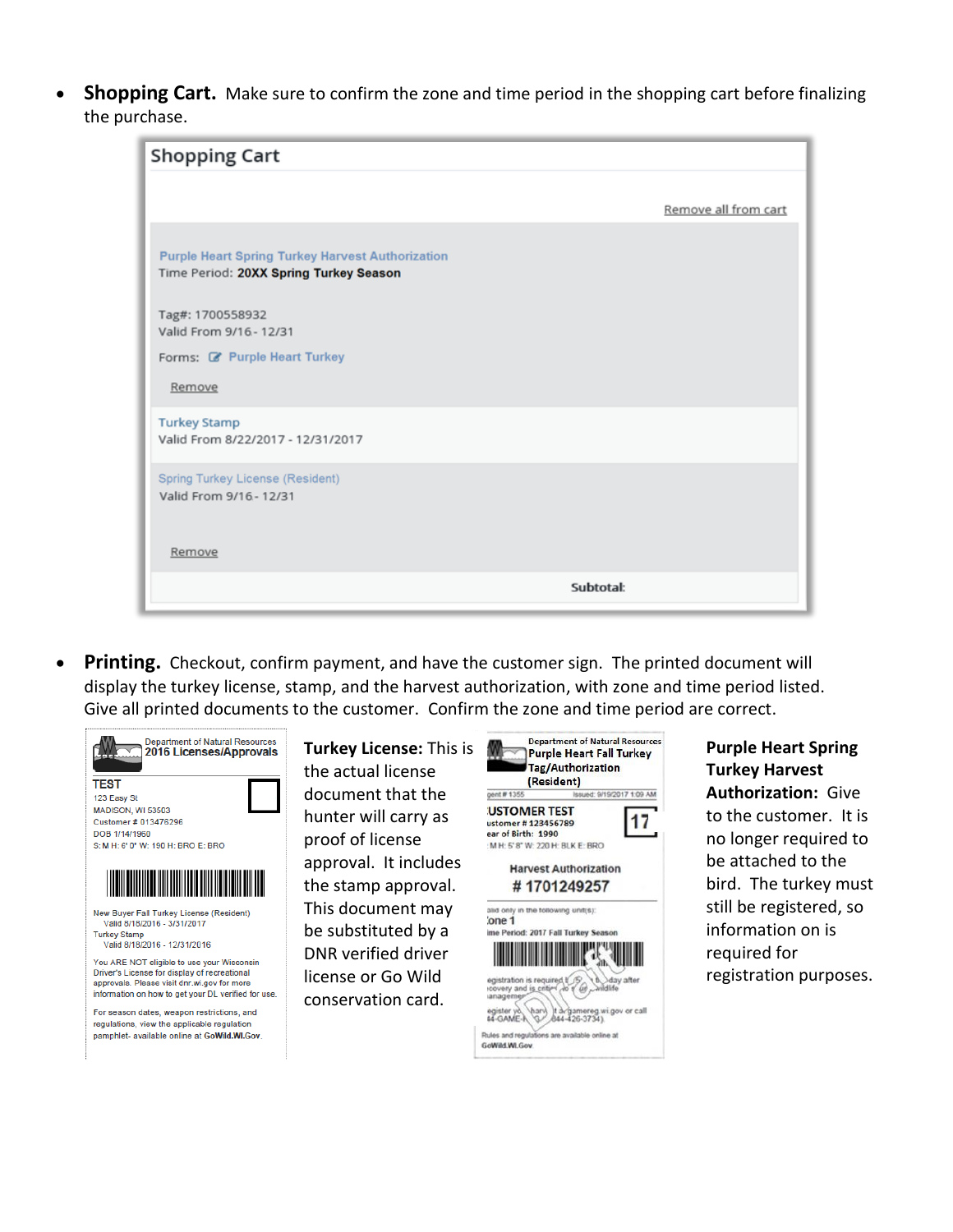- **Shopping Cart.** Make sure to confirm the zone and time period in the shopping cart before finalizing the purchase.

Shopping Cart

Remove all from cart

Purple Heart Spring Turkey Harvest Authorization
Time Period: **20XX Spring Turkey Season**

Tag#: 1700558932
Valid From 9/16 - 12/31

Forms: Purple Heart Turkey

Remove

Turkey Stamp
Valid From 8/22/2017 - 12/31/2017

Spring Turkey License (Resident)
Valid From 9/16 - 12/31

Remove

Subtotal:

- **Printing.** Checkout, confirm payment, and have the customer sign. The printed document will display the turkey license, stamp, and the harvest authorization, with zone and time period listed. Give all printed documents to the customer. Confirm the zone and time period are correct.

Department of Natural Resources
2016 Licenses/Approvals

TEST
123 Easy St
MADISON, WI 53503
Customer # 013476296
DOB 1/14/1960
S: M H: 6' 0" W: 190 H: BRO E: BRO

New Buyer Fall Turkey License (Resident)
Valid 8/18/2016 - 3/31/2017
Turkey Stamp
Valid 8/18/2016 - 12/31/2016

You ARE NOT eligible to use your Wisconsin Driver's License for display of recreational approvals. Please visit dnr.wi.gov for more information on how to get your DL verified for use.

For season dates, weapon restrictions, and regulations, view the applicable regulation pamphlet- available online at GoWild.WI.Gov.

**Turkey License:** This is the actual license document that the hunter will carry as proof of license approval. It includes the stamp approval. This document may be substituted by a DNR verified driver license or Go Wild conservation card.

Department of Natural Resources
Purple Heart Fall Turkey Tag/Authorization (Resident)

gent # 1355 Issued: 9/19/2017 1:09 AM
USTOMER TEST
ustomer # 123456789
ear of Birth: 1990
M H: 5' 8" W: 220 H: BLK E: BRO

17

Harvest Authorization
# 1701249257

alid only in the following unit(s):
Zone 1
ime Period: 2017 Fall Turkey Season

egistration is required ... day after
ecovery and is criti... wildlife
anagement
egister yo... harv... gamereg.wi.gov or call
44-GAME-... 844-426-3734)

Rules and regulations are available online at GoWild.WI.Gov

Draft

**Purple Heart Spring Turkey Harvest Authorization:** Give to the customer. It is no longer required to be attached to the bird. The turkey must still be registered, so information on is required for registration purposes.